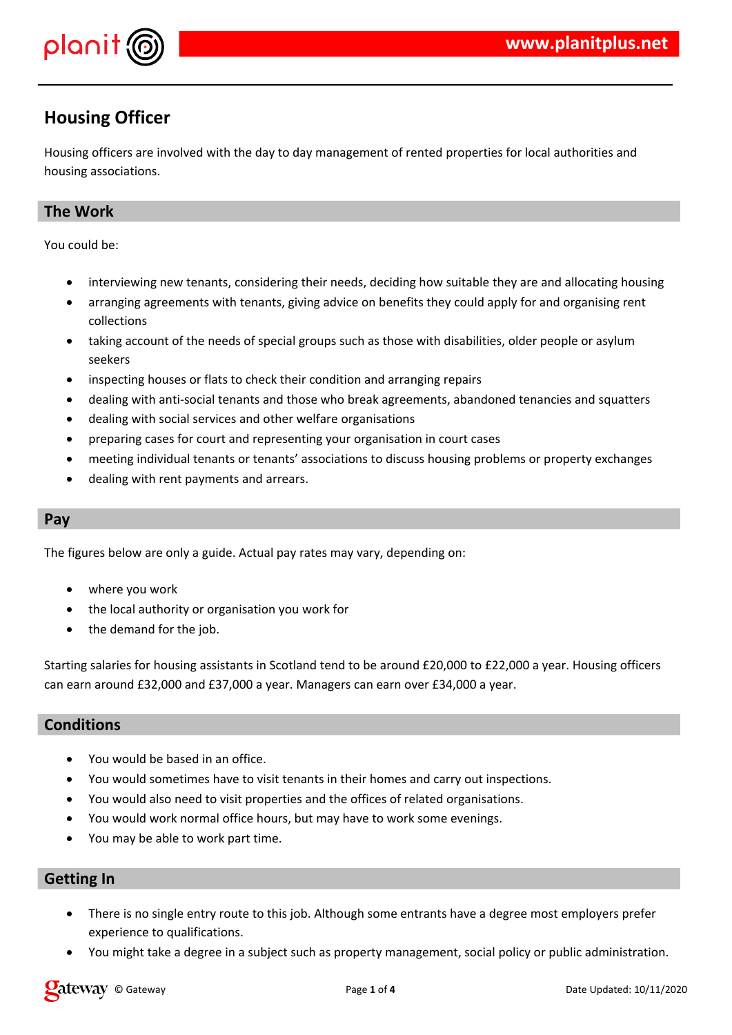# Housing Officer

Housing officers are involved with the day to day management of rented properties for local authorities and housing associations.

## The Work

You could be:

- interviewing new tenants, considering their needs, deciding how suitable they are and allocating housing
- arranging agreements with tenants, giving advice on benefits they could apply for and organising rent collections
- taking account of the needs of special groups such as those with disabilities, older people or asylum seekers
- inspecting houses or flats to check their condition and arranging repairs
- dealing with anti-social tenants and those who break agreements, abandoned tenancies and squatters
- dealing with social services and other welfare organisations
- preparing cases for court and representing your organisation in court cases
- meeting individual tenants or tenants' associations to discuss housing problems or property exchanges
- dealing with rent payments and arrears.

## Pay

The figures below are only a guide. Actual pay rates may vary, depending on:

- where you work
- the local authority or organisation you work for
- the demand for the job.

Starting salaries for housing assistants in Scotland tend to be around £20,000 to £22,000 a year. Housing officers can earn around £32,000 and £37,000 a year. Managers can earn over £34,000 a year.

## Conditions

- You would be based in an office.
- You would sometimes have to visit tenants in their homes and carry out inspections.
- You would also need to visit properties and the offices of related organisations.
- You would work normal office hours, but may have to work some evenings.
- You may be able to work part time.

## Getting In

- There is no single entry route to this job. Although some entrants have a degree most employers prefer experience to qualifications.
- You might take a degree in a subject such as property management, social policy or public administration.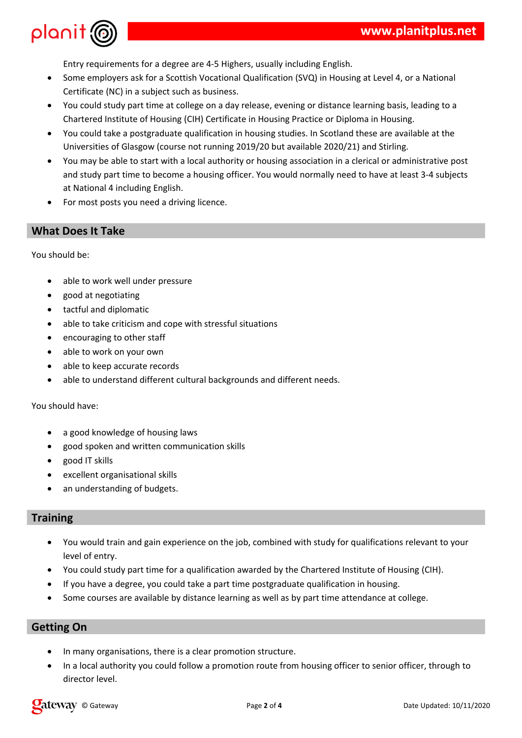Entry requirements for a degree are 4-5 Highers, usually including English.

- Some employers ask for a Scottish Vocational Qualification (SVQ) in Housing at Level 4, or a National Certificate (NC) in a subject such as business.
- You could study part time at college on a day release, evening or distance learning basis, leading to a Chartered Institute of Housing (CIH) Certificate in Housing Practice or Diploma in Housing.
- You could take a postgraduate qualification in housing studies. In Scotland these are available at the Universities of Glasgow (course not running 2019/20 but available 2020/21) and Stirling.
- You may be able to start with a local authority or housing association in a clerical or administrative post and study part time to become a housing officer. You would normally need to have at least 3-4 subjects at National 4 including English.
- For most posts you need a driving licence.

## What Does It Take

You should be:

- able to work well under pressure
- good at negotiating
- tactful and diplomatic
- able to take criticism and cope with stressful situations
- encouraging to other staff
- able to work on your own
- able to keep accurate records
- able to understand different cultural backgrounds and different needs.

You should have:

- a good knowledge of housing laws
- good spoken and written communication skills
- good IT skills
- excellent organisational skills
- an understanding of budgets.

## Training

- You would train and gain experience on the job, combined with study for qualifications relevant to your level of entry.
- You could study part time for a qualification awarded by the Chartered Institute of Housing (CIH).
- If you have a degree, you could take a part time postgraduate qualification in housing.
- Some courses are available by distance learning as well as by part time attendance at college.

## Getting On

- In many organisations, there is a clear promotion structure.
- In a local authority you could follow a promotion route from housing officer to senior officer, through to director level.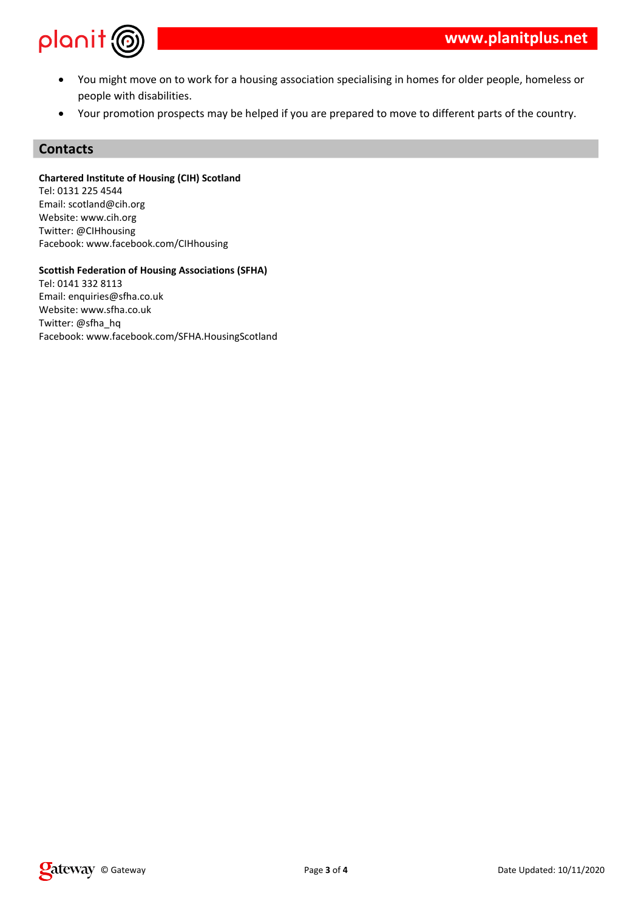- You might move on to work for a housing association specialising in homes for older people, homeless or people with disabilities.
- Your promotion prospects may be helped if you are prepared to move to different parts of the country.

## Contacts

**Chartered Institute of Housing (CIH) Scotland**
Tel: 0131 225 4544
Email: scotland@cih.org
Website: www.cih.org
Twitter: @CIHhousing
Facebook: www.facebook.com/CIHhousing

**Scottish Federation of Housing Associations (SFHA)**
Tel: 0141 332 8113
Email: enquiries@sfha.co.uk
Website: www.sfha.co.uk
Twitter: @sfha_hq
Facebook: www.facebook.com/SFHA.HousingScotland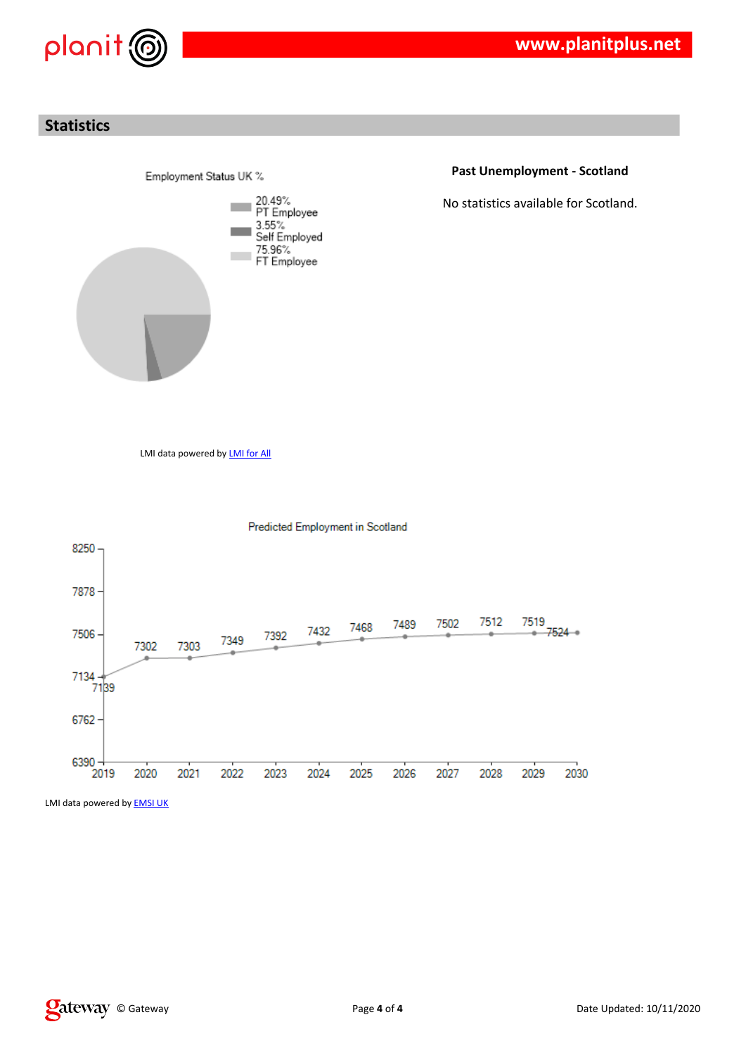## Statistics

Employment Status UK %

20.49%
PT Employee
3.55%
Self Employed
75.96%
FT Employee

LMI data powered by [LMI for All]

**Past Unemployment - Scotland**

No statistics available for Scotland.

Predicted Employment in Scotland

8250
7878
7506
7134
6762
6390

2019 2020 2021 2022 2023 2024 2025 2026 2027 2028 2029 2030

7139 7302 7303 7349 7392 7432 7468 7489 7502 7512 7519 7524

LMI data powered by [EMSI UK]